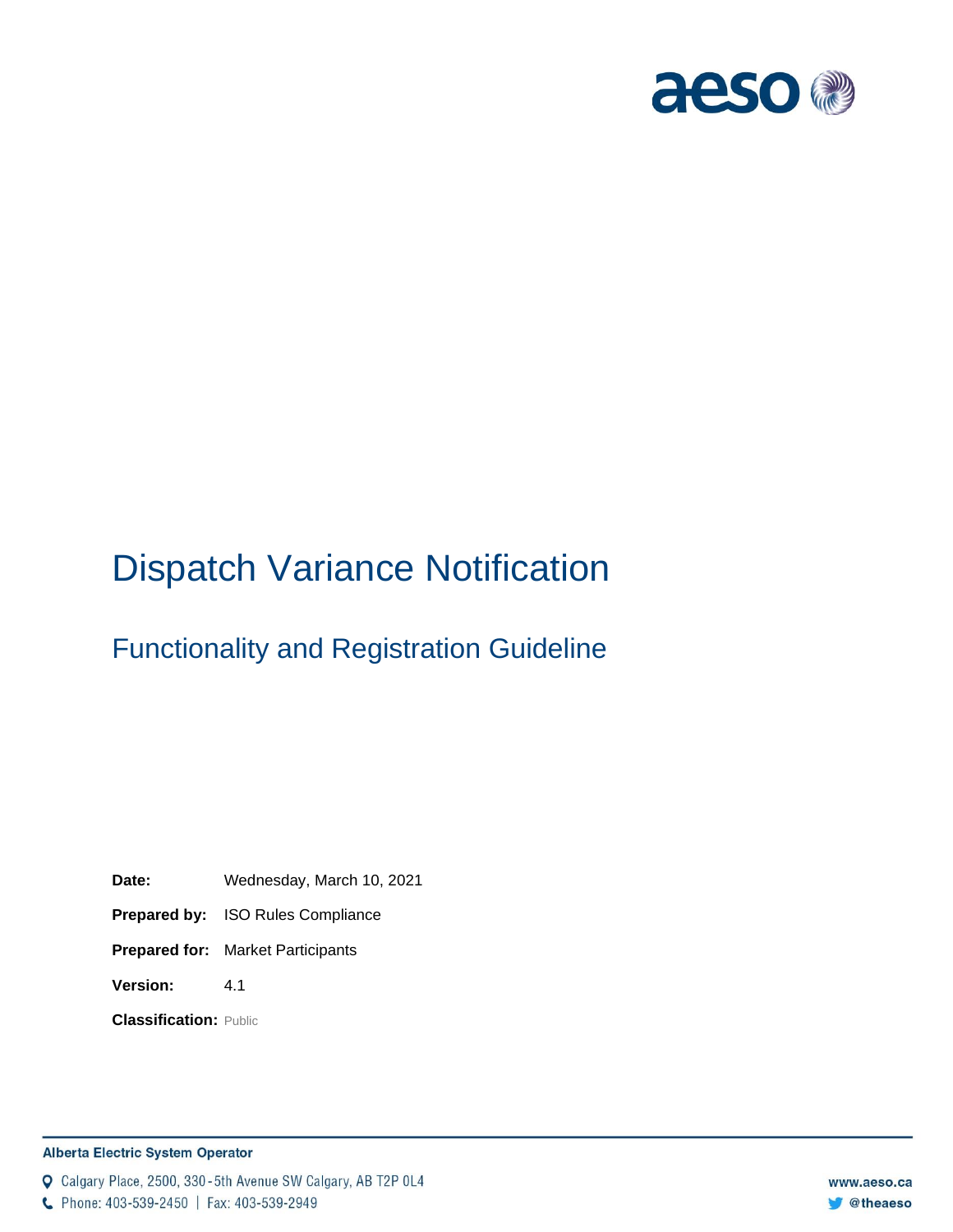# Dispatch Variance Notification

## Functionality and Registration Guideline

**Date:** Wednesday, March 10, 2021

**Prepared by:** ISO Rules Compliance

**Prepared for:** Market Participants

**Version:** 4.1

**Classification:** Public

**Alberta Electric System Operator**

Calgary Place, 2500, 330-5th Avenue SW Calgary, AB T2P 0L4

Phone: 403-539-2450 | Fax: 403-539-2949

www.aeso.ca

@theaeso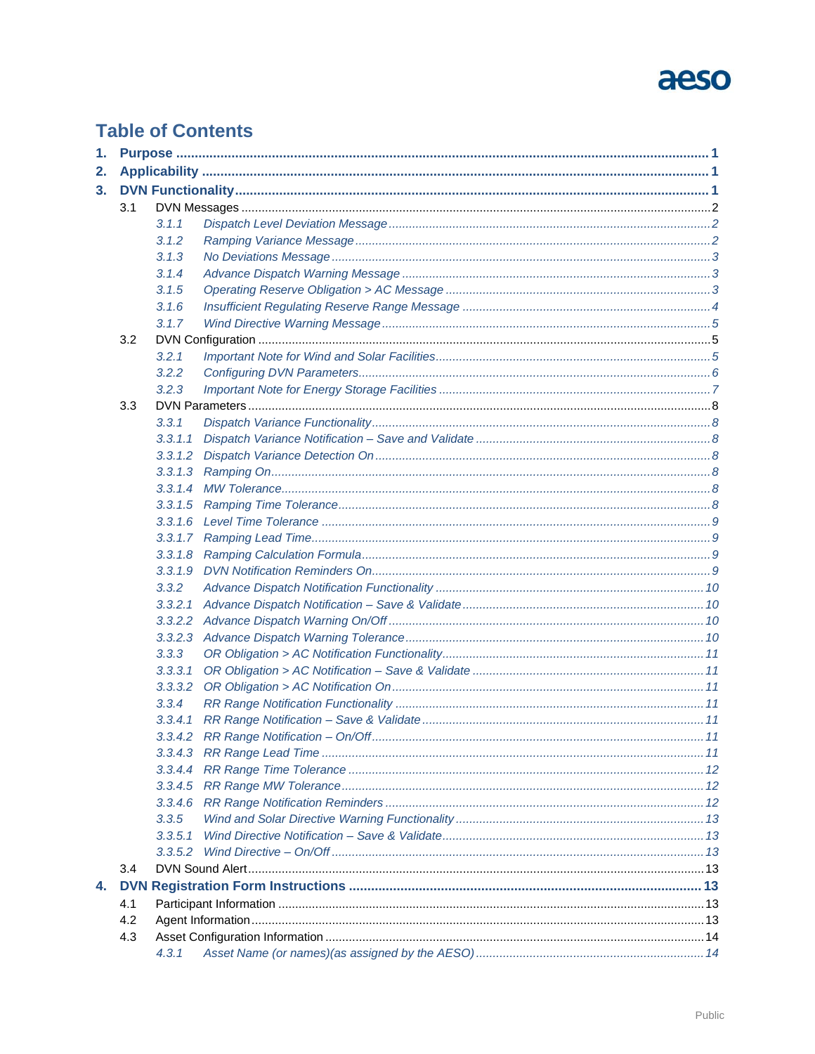# Table of Contents

**1. Purpose** ..... **1**

**2. Applicability** ..... **1**

**3. DVN Functionality** ..... **1**

- 3.1 DVN Messages ..... 2
  - *3.1.1 Dispatch Level Deviation Message* ..... *2*
  - *3.1.2 Ramping Variance Message* ..... *2*
  - *3.1.3 No Deviations Message* ..... *3*
  - *3.1.4 Advance Dispatch Warning Message* ..... *3*
  - *3.1.5 Operating Reserve Obligation > AC Message* ..... *3*
  - *3.1.6 Insufficient Regulating Reserve Range Message* ..... *4*
  - *3.1.7 Wind Directive Warning Message* ..... *5*
- 3.2 DVN Configuration ..... 5
  - *3.2.1 Important Note for Wind and Solar Facilities* ..... *5*
  - *3.2.2 Configuring DVN Parameters* ..... *6*
  - *3.2.3 Important Note for Energy Storage Facilities* ..... *7*
- 3.3 DVN Parameters ..... 8
  - *3.3.1 Dispatch Variance Functionality* ..... *8*
  - *3.3.1.1 Dispatch Variance Notification – Save and Validate* ..... *8*
  - *3.3.1.2 Dispatch Variance Detection On* ..... *8*
  - *3.3.1.3 Ramping On* ..... *8*
  - *3.3.1.4 MW Tolerance* ..... *8*
  - *3.3.1.5 Ramping Time Tolerance* ..... *8*
  - *3.3.1.6 Level Time Tolerance* ..... *9*
  - *3.3.1.7 Ramping Lead Time* ..... *9*
  - *3.3.1.8 Ramping Calculation Formula* ..... *9*
  - *3.3.1.9 DVN Notification Reminders On* ..... *9*
  - *3.3.2 Advance Dispatch Notification Functionality* ..... *10*
  - *3.3.2.1 Advance Dispatch Notification – Save & Validate* ..... *10*
  - *3.3.2.2 Advance Dispatch Warning On/Off* ..... *10*
  - *3.3.2.3 Advance Dispatch Warning Tolerance* ..... *10*
  - *3.3.3 OR Obligation > AC Notification Functionality* ..... *11*
  - *3.3.3.1 OR Obligation > AC Notification – Save & Validate* ..... *11*
  - *3.3.3.2 OR Obligation > AC Notification On* ..... *11*
  - *3.3.4 RR Range Notification Functionality* ..... *11*
  - *3.3.4.1 RR Range Notification – Save & Validate* ..... *11*
  - *3.3.4.2 RR Range Notification – On/Off* ..... *11*
  - *3.3.4.3 RR Range Lead Time* ..... *11*
  - *3.3.4.4 RR Range Time Tolerance* ..... *12*
  - *3.3.4.5 RR Range MW Tolerance* ..... *12*
  - *3.3.4.6 RR Range Notification Reminders* ..... *12*
  - *3.3.5 Wind and Solar Directive Warning Functionality* ..... *13*
  - *3.3.5.1 Wind Directive Notification – Save & Validate* ..... *13*
  - *3.3.5.2 Wind Directive – On/Off* ..... *13*
- 3.4 DVN Sound Alert ..... 13

**4. DVN Registration Form Instructions** ..... **13**

- 4.1 Participant Information ..... 13
- 4.2 Agent Information ..... 13
- 4.3 Asset Configuration Information ..... 14
  - *4.3.1 Asset Name (or names)(as assigned by the AESO)* ..... *14*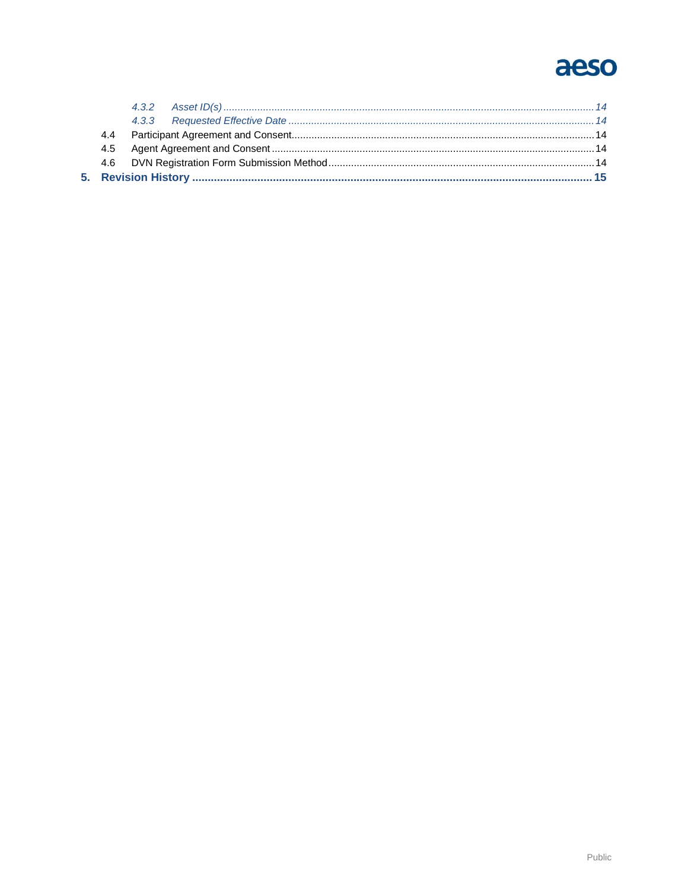*4.3.2 Asset ID(s) .......... 14*

*4.3.3 Requested Effective Date .......... 14*

4.4 Participant Agreement and Consent .......... 14

4.5 Agent Agreement and Consent .......... 14

4.6 DVN Registration Form Submission Method .......... 14

**5. Revision History .......... 15**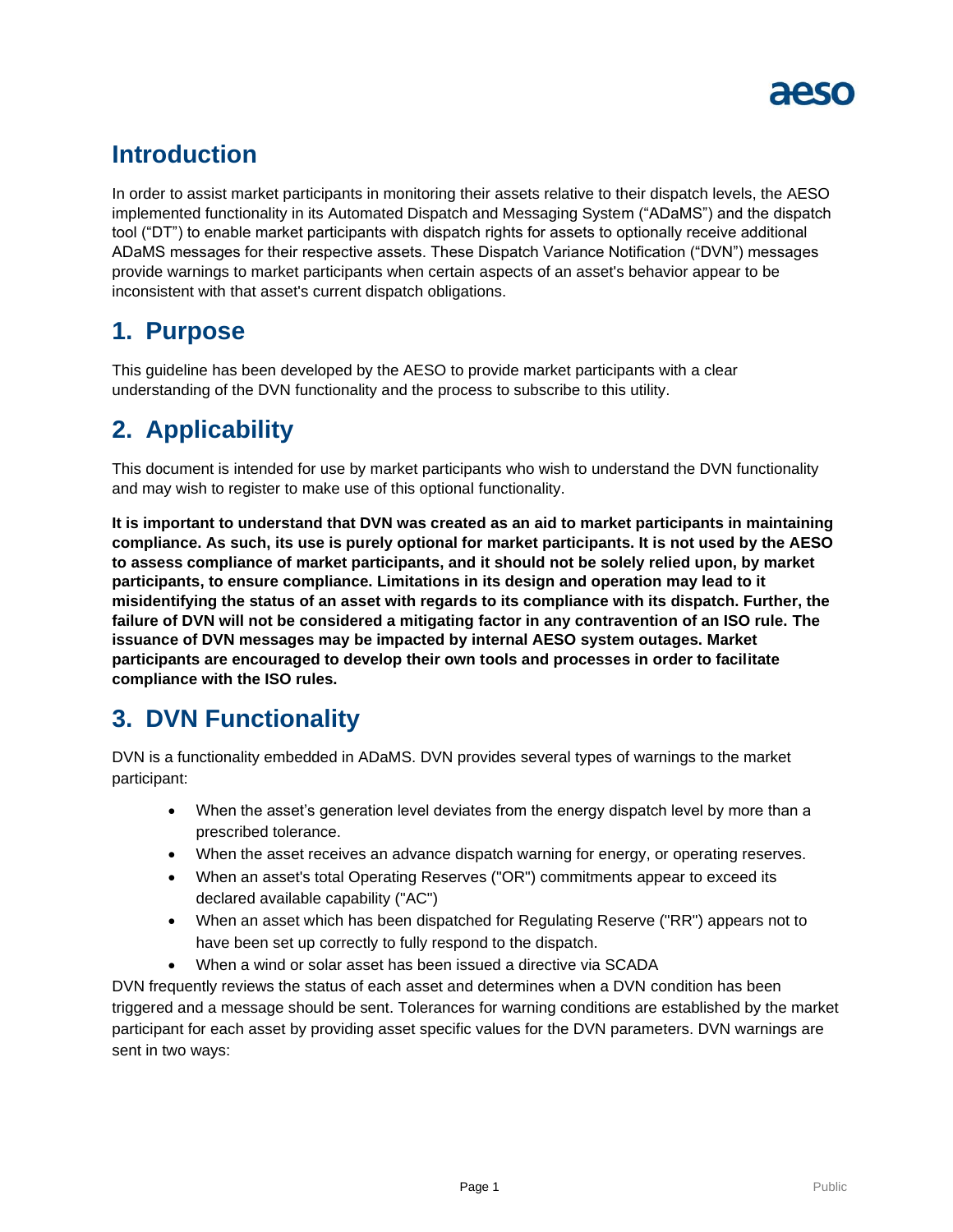## Introduction

In order to assist market participants in monitoring their assets relative to their dispatch levels, the AESO implemented functionality in its Automated Dispatch and Messaging System ("ADaMS") and the dispatch tool ("DT") to enable market participants with dispatch rights for assets to optionally receive additional ADaMS messages for their respective assets. These Dispatch Variance Notification ("DVN") messages provide warnings to market participants when certain aspects of an asset's behavior appear to be inconsistent with that asset's current dispatch obligations.

## 1. Purpose

This guideline has been developed by the AESO to provide market participants with a clear understanding of the DVN functionality and the process to subscribe to this utility.

## 2. Applicability

This document is intended for use by market participants who wish to understand the DVN functionality and may wish to register to make use of this optional functionality.

**It is important to understand that DVN was created as an aid to market participants in maintaining compliance. As such, its use is purely optional for market participants. It is not used by the AESO to assess compliance of market participants, and it should not be solely relied upon, by market participants, to ensure compliance. Limitations in its design and operation may lead to it misidentifying the status of an asset with regards to its compliance with its dispatch. Further, the failure of DVN will not be considered a mitigating factor in any contravention of an ISO rule. The issuance of DVN messages may be impacted by internal AESO system outages. Market participants are encouraged to develop their own tools and processes in order to facilitate compliance with the ISO rules.**

## 3. DVN Functionality

DVN is a functionality embedded in ADaMS. DVN provides several types of warnings to the market participant:

- When the asset's generation level deviates from the energy dispatch level by more than a prescribed tolerance.
- When the asset receives an advance dispatch warning for energy, or operating reserves.
- When an asset's total Operating Reserves ("OR") commitments appear to exceed its declared available capability ("AC")
- When an asset which has been dispatched for Regulating Reserve ("RR") appears not to have been set up correctly to fully respond to the dispatch.
- When a wind or solar asset has been issued a directive via SCADA

DVN frequently reviews the status of each asset and determines when a DVN condition has been triggered and a message should be sent. Tolerances for warning conditions are established by the market participant for each asset by providing asset specific values for the DVN parameters. DVN warnings are sent in two ways: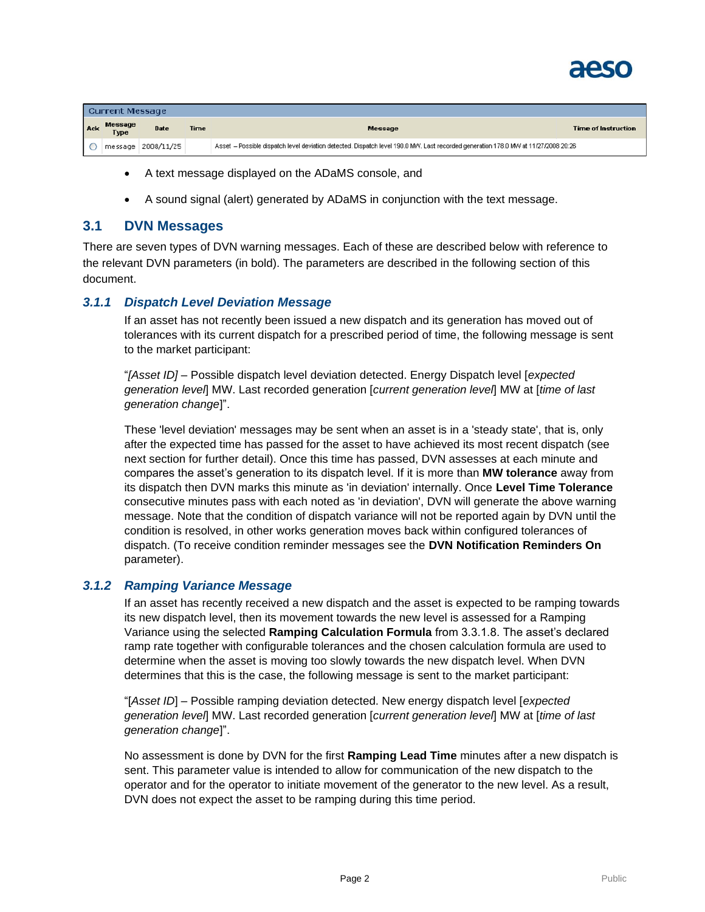| Current Message | | | | | |
|---|---|---|---|---|---|
| Ack | Message Type | Date | Time | Message | Time of Instruction |
| ○ | message | 2008/11/25 | | Asset – Possible dispatch level deviation detected. Dispatch level 190.0 MW. Last recorded generation 178.0 MW at 11/27/2008 20:26 | |

- A text message displayed on the ADaMS console, and
- A sound signal (alert) generated by ADaMS in conjunction with the text message.

## 3.1 DVN Messages

There are seven types of DVN warning messages. Each of these are described below with reference to the relevant DVN parameters (in bold). The parameters are described in the following section of this document.

### *3.1.1 Dispatch Level Deviation Message*

If an asset has not recently been issued a new dispatch and its generation has moved out of tolerances with its current dispatch for a prescribed period of time, the following message is sent to the market participant:

"*[Asset ID]* – Possible dispatch level deviation detected. Energy Dispatch level [*expected generation level*] MW. Last recorded generation [*current generation level*] MW at [*time of last generation change*]".

These 'level deviation' messages may be sent when an asset is in a 'steady state', that is, only after the expected time has passed for the asset to have achieved its most recent dispatch (see next section for further detail). Once this time has passed, DVN assesses at each minute and compares the asset's generation to its dispatch level. If it is more than **MW tolerance** away from its dispatch then DVN marks this minute as 'in deviation' internally. Once **Level Time Tolerance** consecutive minutes pass with each noted as 'in deviation', DVN will generate the above warning message. Note that the condition of dispatch variance will not be reported again by DVN until the condition is resolved, in other works generation moves back within configured tolerances of dispatch. (To receive condition reminder messages see the **DVN Notification Reminders On** parameter).

### *3.1.2 Ramping Variance Message*

If an asset has recently received a new dispatch and the asset is expected to be ramping towards its new dispatch level, then its movement towards the new level is assessed for a Ramping Variance using the selected **Ramping Calculation Formula** from 3.3.1.8. The asset's declared ramp rate together with configurable tolerances and the chosen calculation formula are used to determine when the asset is moving too slowly towards the new dispatch level. When DVN determines that this is the case, the following message is sent to the market participant:

"[*Asset ID*] – Possible ramping deviation detected. New energy dispatch level [*expected generation level*] MW. Last recorded generation [*current generation level*] MW at [*time of last generation change*]".

No assessment is done by DVN for the first **Ramping Lead Time** minutes after a new dispatch is sent. This parameter value is intended to allow for communication of the new dispatch to the operator and for the operator to initiate movement of the generator to the new level. As a result, DVN does not expect the asset to be ramping during this time period.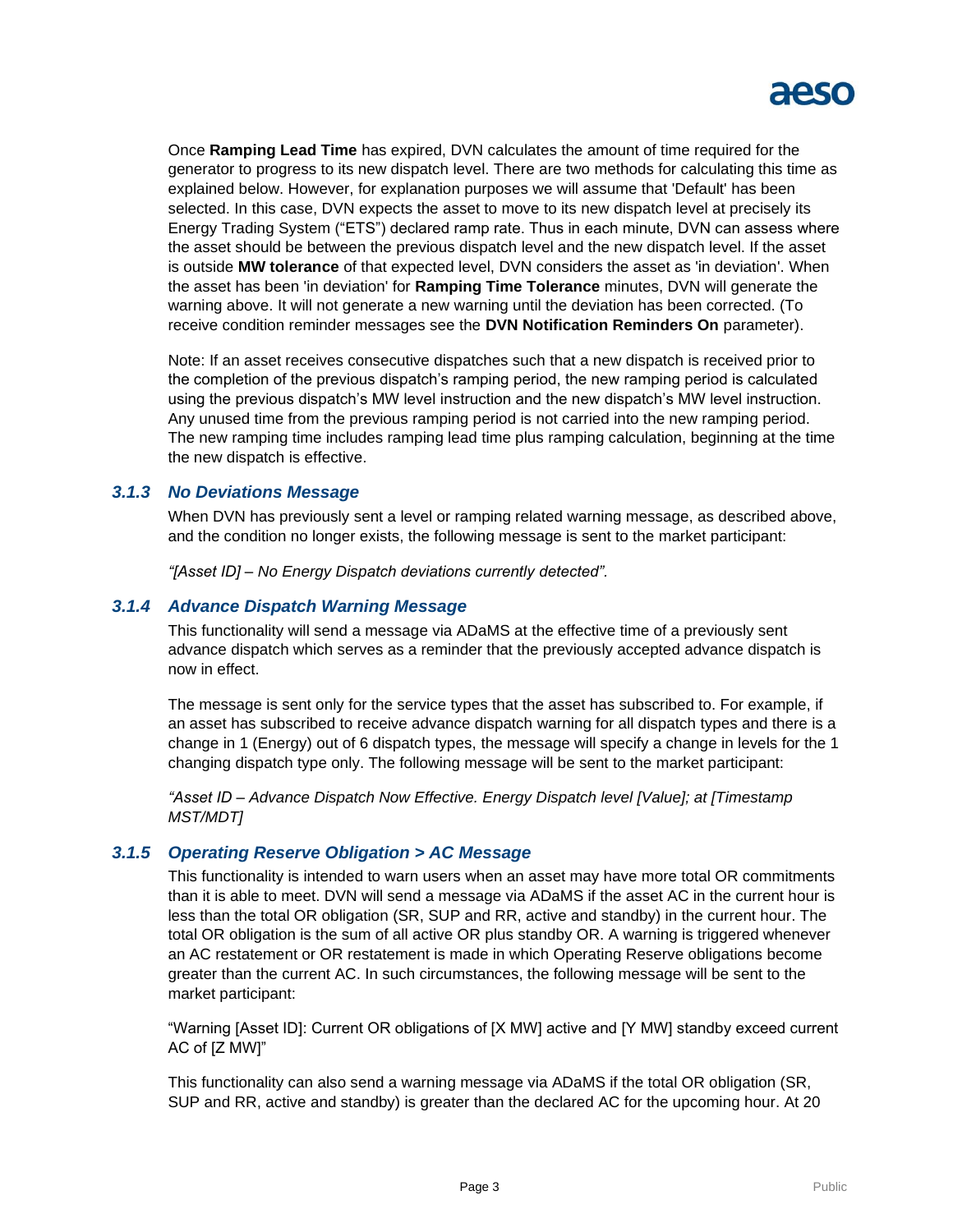Once **Ramping Lead Time** has expired, DVN calculates the amount of time required for the generator to progress to its new dispatch level. There are two methods for calculating this time as explained below. However, for explanation purposes we will assume that 'Default' has been selected. In this case, DVN expects the asset to move to its new dispatch level at precisely its Energy Trading System ("ETS") declared ramp rate. Thus in each minute, DVN can assess where the asset should be between the previous dispatch level and the new dispatch level. If the asset is outside **MW tolerance** of that expected level, DVN considers the asset as 'in deviation'. When the asset has been 'in deviation' for **Ramping Time Tolerance** minutes, DVN will generate the warning above. It will not generate a new warning until the deviation has been corrected. (To receive condition reminder messages see the **DVN Notification Reminders On** parameter).

Note: If an asset receives consecutive dispatches such that a new dispatch is received prior to the completion of the previous dispatch's ramping period, the new ramping period is calculated using the previous dispatch's MW level instruction and the new dispatch's MW level instruction. Any unused time from the previous ramping period is not carried into the new ramping period. The new ramping time includes ramping lead time plus ramping calculation, beginning at the time the new dispatch is effective.

### *3.1.3 No Deviations Message*

When DVN has previously sent a level or ramping related warning message, as described above, and the condition no longer exists, the following message is sent to the market participant:

*"[Asset ID] – No Energy Dispatch deviations currently detected".*

### *3.1.4 Advance Dispatch Warning Message*

This functionality will send a message via ADaMS at the effective time of a previously sent advance dispatch which serves as a reminder that the previously accepted advance dispatch is now in effect.

The message is sent only for the service types that the asset has subscribed to. For example, if an asset has subscribed to receive advance dispatch warning for all dispatch types and there is a change in 1 (Energy) out of 6 dispatch types, the message will specify a change in levels for the 1 changing dispatch type only. The following message will be sent to the market participant:

*"Asset ID – Advance Dispatch Now Effective. Energy Dispatch level [Value]; at [Timestamp MST/MDT]*

### *3.1.5 Operating Reserve Obligation > AC Message*

This functionality is intended to warn users when an asset may have more total OR commitments than it is able to meet. DVN will send a message via ADaMS if the asset AC in the current hour is less than the total OR obligation (SR, SUP and RR, active and standby) in the current hour. The total OR obligation is the sum of all active OR plus standby OR. A warning is triggered whenever an AC restatement or OR restatement is made in which Operating Reserve obligations become greater than the current AC. In such circumstances, the following message will be sent to the market participant:

"Warning [Asset ID]: Current OR obligations of [X MW] active and [Y MW] standby exceed current AC of [Z MW]"

This functionality can also send a warning message via ADaMS if the total OR obligation (SR, SUP and RR, active and standby) is greater than the declared AC for the upcoming hour. At 20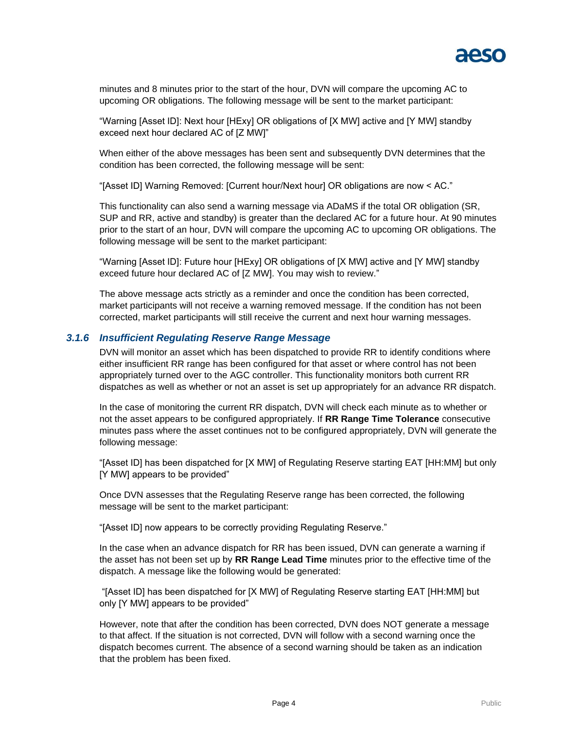minutes and 8 minutes prior to the start of the hour, DVN will compare the upcoming AC to upcoming OR obligations. The following message will be sent to the market participant:

"Warning [Asset ID]: Next hour [HExy] OR obligations of [X MW] active and [Y MW] standby exceed next hour declared AC of [Z MW]"

When either of the above messages has been sent and subsequently DVN determines that the condition has been corrected, the following message will be sent:

"[Asset ID] Warning Removed: [Current hour/Next hour] OR obligations are now < AC."

This functionality can also send a warning message via ADaMS if the total OR obligation (SR, SUP and RR, active and standby) is greater than the declared AC for a future hour. At 90 minutes prior to the start of an hour, DVN will compare the upcoming AC to upcoming OR obligations. The following message will be sent to the market participant:

"Warning [Asset ID]: Future hour [HExy] OR obligations of [X MW] active and [Y MW] standby exceed future hour declared AC of [Z MW]. You may wish to review."

The above message acts strictly as a reminder and once the condition has been corrected, market participants will not receive a warning removed message. If the condition has not been corrected, market participants will still receive the current and next hour warning messages.

### *3.1.6 Insufficient Regulating Reserve Range Message*

DVN will monitor an asset which has been dispatched to provide RR to identify conditions where either insufficient RR range has been configured for that asset or where control has not been appropriately turned over to the AGC controller. This functionality monitors both current RR dispatches as well as whether or not an asset is set up appropriately for an advance RR dispatch.

In the case of monitoring the current RR dispatch, DVN will check each minute as to whether or not the asset appears to be configured appropriately. If **RR Range Time Tolerance** consecutive minutes pass where the asset continues not to be configured appropriately, DVN will generate the following message:

"[Asset ID] has been dispatched for [X MW] of Regulating Reserve starting EAT [HH:MM] but only [Y MW] appears to be provided"

Once DVN assesses that the Regulating Reserve range has been corrected, the following message will be sent to the market participant:

"[Asset ID] now appears to be correctly providing Regulating Reserve."

In the case when an advance dispatch for RR has been issued, DVN can generate a warning if the asset has not been set up by **RR Range Lead Time** minutes prior to the effective time of the dispatch. A message like the following would be generated:

"[Asset ID] has been dispatched for [X MW] of Regulating Reserve starting EAT [HH:MM] but only [Y MW] appears to be provided"

However, note that after the condition has been corrected, DVN does NOT generate a message to that affect. If the situation is not corrected, DVN will follow with a second warning once the dispatch becomes current. The absence of a second warning should be taken as an indication that the problem has been fixed.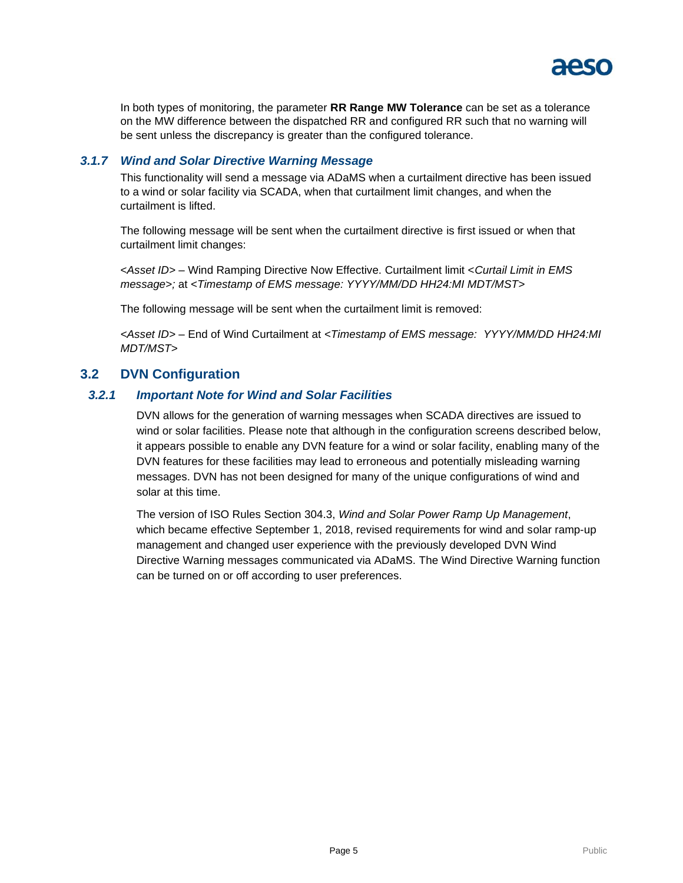In both types of monitoring, the parameter **RR Range MW Tolerance** can be set as a tolerance on the MW difference between the dispatched RR and configured RR such that no warning will be sent unless the discrepancy is greater than the configured tolerance.

### *3.1.7 Wind and Solar Directive Warning Message*

This functionality will send a message via ADaMS when a curtailment directive has been issued to a wind or solar facility via SCADA, when that curtailment limit changes, and when the curtailment is lifted.

The following message will be sent when the curtailment directive is first issued or when that curtailment limit changes:

*<Asset ID>* – Wind Ramping Directive Now Effective. Curtailment limit *<Curtail Limit in EMS message>;* at *<Timestamp of EMS message: YYYY/MM/DD HH24:MI MDT/MST>*

The following message will be sent when the curtailment limit is removed:

*<Asset ID>* – End of Wind Curtailment at *<Timestamp of EMS message: YYYY/MM/DD HH24:MI MDT/MST>*

## 3.2 DVN Configuration

### *3.2.1 Important Note for Wind and Solar Facilities*

DVN allows for the generation of warning messages when SCADA directives are issued to wind or solar facilities. Please note that although in the configuration screens described below, it appears possible to enable any DVN feature for a wind or solar facility, enabling many of the DVN features for these facilities may lead to erroneous and potentially misleading warning messages. DVN has not been designed for many of the unique configurations of wind and solar at this time.

The version of ISO Rules Section 304.3, *Wind and Solar Power Ramp Up Management*, which became effective September 1, 2018, revised requirements for wind and solar ramp-up management and changed user experience with the previously developed DVN Wind Directive Warning messages communicated via ADaMS. The Wind Directive Warning function can be turned on or off according to user preferences.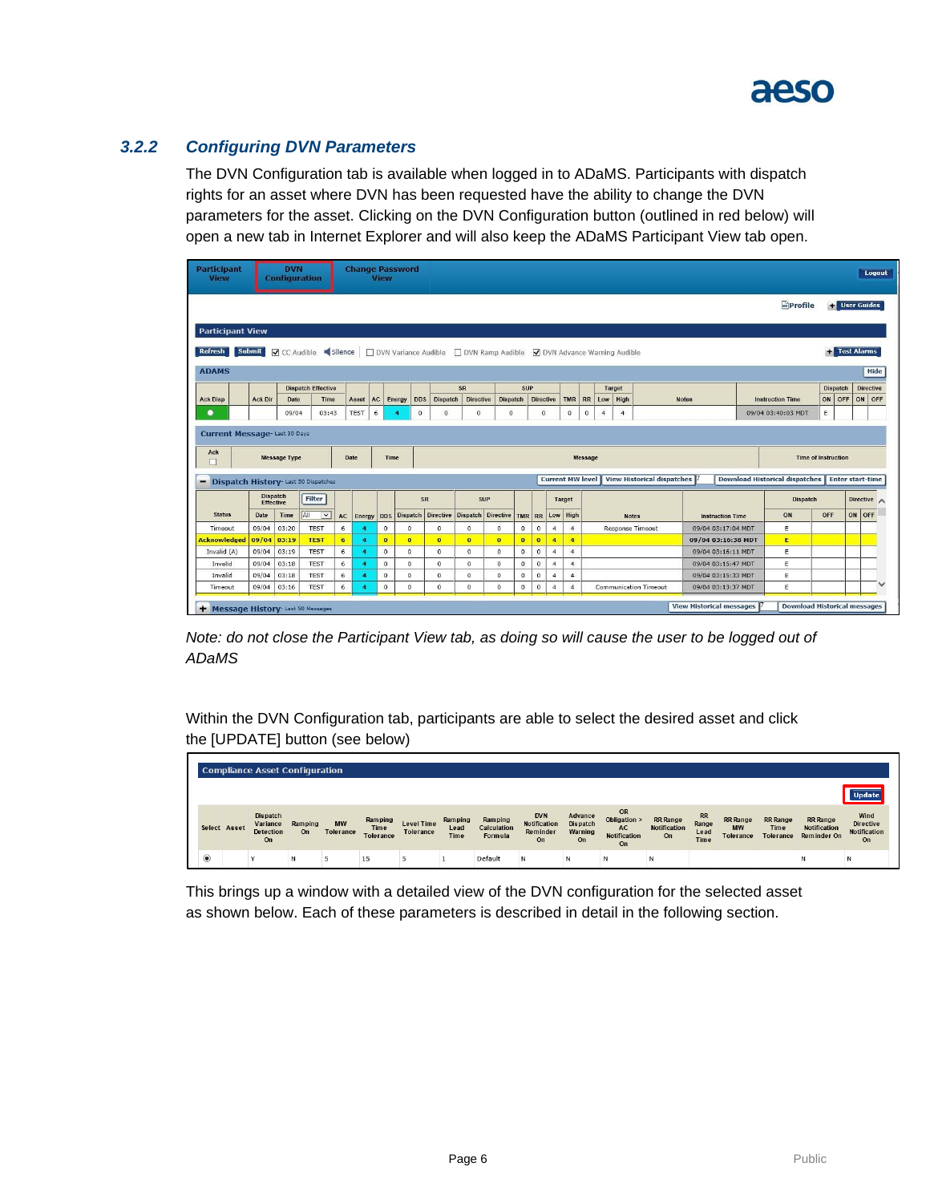### 3.2.2 *Configuring DVN Parameters*

The DVN Configuration tab is available when logged in to ADaMS. Participants with dispatch rights for an asset where DVN has been requested have the ability to change the DVN parameters for the asset. Clicking on the DVN Configuration button (outlined in red below) will open a new tab in Internet Explorer and will also keep the ADaMS Participant View tab open.

*Note: do not close the Participant View tab, as doing so will cause the user to be logged out of ADaMS*

Within the DVN Configuration tab, participants are able to select the desired asset and click the [UPDATE] button (see below)

This brings up a window with a detailed view of the DVN configuration for the selected asset as shown below. Each of these parameters is described in detail in the following section.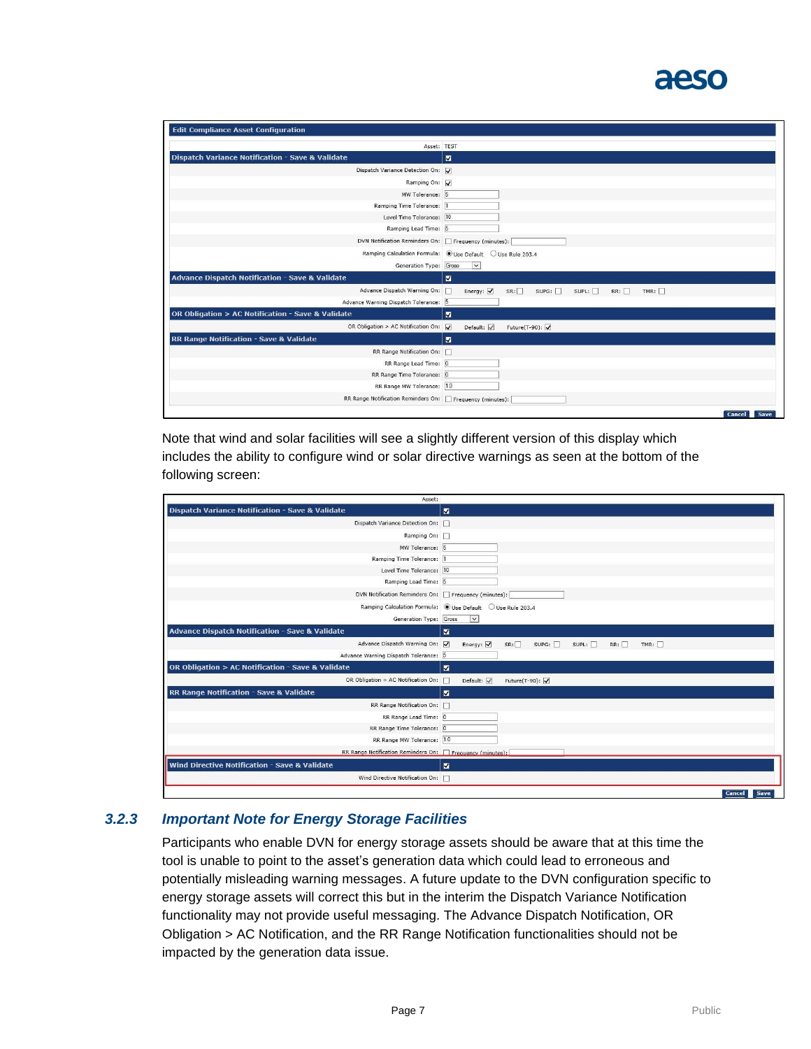| Edit Compliance Asset Configuration | |
|---|---|
| Asset: | TEST |
| **Dispatch Variance Notification - Save & Validate** | ☑ |
| Dispatch Variance Detection On: | ☑ |
| Ramping On: | ☑ |
| MW Tolerance: | 5 |
| Ramping Time Tolerance: | 1 |
| Level Time Tolerance: | 10 |
| Ramping Lead Time: | 5 |
| DVN Notification Reminders On: | ☐ Frequency (minutes): |
| Ramping Calculation Formula: | ◉ Use Default ○ Use Rule 203.4 |
| Generation Type: | Gross |
| **Advance Dispatch Notification - Save & Validate** | ☑ |
| Advance Dispatch Warning On: | ☐ Energy: ☑ SR: ☐ SUPG: ☐ SUPL: ☐ RR: ☐ TMR: ☐ |
| Advance Warning Dispatch Tolerance: | 5 |
| **OR Obligation > AC Notification - Save & Validate** | ☑ |
| OR Obligation > AC Notification On: | ☑ Default: ☑ Future(T-90): ☑ |
| **RR Range Notification - Save & Validate** | ☑ |
| RR Range Notification On: | ☐ |
| RR Range Lead Time: | 0 |
| RR Range Time Tolerance: | 0 |
| RR Range MW Tolerance: | 1.0 |
| RR Range Notification Reminders On: | ☐ Frequency (minutes): |
| | Cancel Save |

Note that wind and solar facilities will see a slightly different version of this display which includes the ability to configure wind or solar directive warnings as seen at the bottom of the following screen:

| Asset: | |
|---|---|
| **Dispatch Variance Notification - Save & Validate** | ☑ |
| Dispatch Variance Detection On: | ☐ |
| Ramping On: | ☐ |
| MW Tolerance: | 5 |
| Ramping Time Tolerance: | 1 |
| Level Time Tolerance: | 10 |
| Ramping Lead Time: | 5 |
| DVN Notification Reminders On: | ☐ Frequency (minutes): |
| Ramping Calculation Formula: | ◉ Use Default ○ Use Rule 203.4 |
| Generation Type: | Gross |
| **Advance Dispatch Notification - Save & Validate** | ☑ |
| Advance Dispatch Warning On: | ☑ Energy: ☑ SR: ☐ SUPG: ☐ SUPL: ☐ RR: ☐ TMR: ☐ |
| Advance Warning Dispatch Tolerance: | 5 |
| **OR Obligation > AC Notification - Save & Validate** | ☑ |
| OR Obligation > AC Notification On: | ☐ Default: ☑ Future(T-90): ☑ |
| **RR Range Notification - Save & Validate** | ☑ |
| RR Range Notification On: | ☐ |
| RR Range Lead Time: | 0 |
| RR Range Time Tolerance: | 0 |
| RR Range MW Tolerance: | 1.0 |
| RR Range Notification Reminders On: | ☐ Frequency (minutes): |
| **Wind Directive Notification - Save & Validate** | ☑ |
| Wind Directive Notification On: | ☐ |
| | Cancel Save |

### 3.2.3 *Important Note for Energy Storage Facilities*

Participants who enable DVN for energy storage assets should be aware that at this time the tool is unable to point to the asset's generation data which could lead to erroneous and potentially misleading warning messages. A future update to the DVN configuration specific to energy storage assets will correct this but in the interim the Dispatch Variance Notification functionality may not provide useful messaging. The Advance Dispatch Notification, OR Obligation > AC Notification, and the RR Range Notification functionalities should not be impacted by the generation data issue.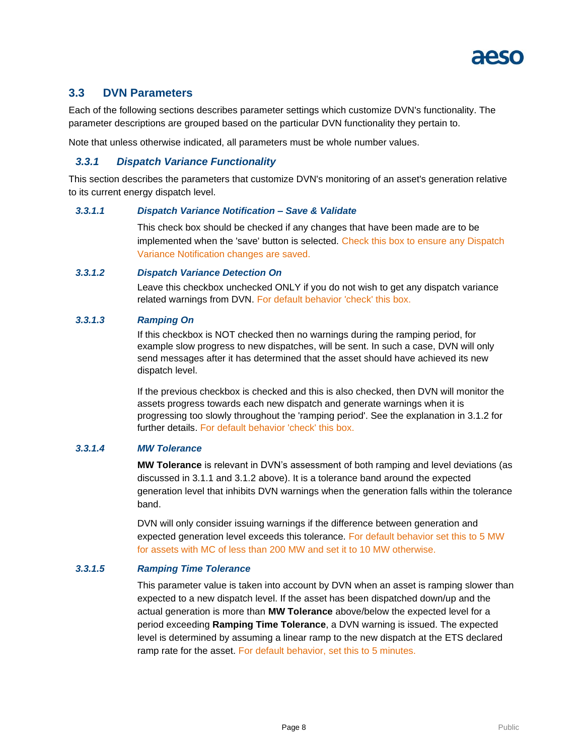## 3.3 DVN Parameters

Each of the following sections describes parameter settings which customize DVN's functionality. The parameter descriptions are grouped based on the particular DVN functionality they pertain to.

Note that unless otherwise indicated, all parameters must be whole number values.

### *3.3.1 Dispatch Variance Functionality*

This section describes the parameters that customize DVN's monitoring of an asset's generation relative to its current energy dispatch level.

#### *3.3.1.1 Dispatch Variance Notification – Save & Validate*

This check box should be checked if any changes that have been made are to be implemented when the 'save' button is selected. Check this box to ensure any Dispatch Variance Notification changes are saved.

#### *3.3.1.2 Dispatch Variance Detection On*

Leave this checkbox unchecked ONLY if you do not wish to get any dispatch variance related warnings from DVN. For default behavior 'check' this box.

#### *3.3.1.3 Ramping On*

If this checkbox is NOT checked then no warnings during the ramping period, for example slow progress to new dispatches, will be sent. In such a case, DVN will only send messages after it has determined that the asset should have achieved its new dispatch level.

If the previous checkbox is checked and this is also checked, then DVN will monitor the assets progress towards each new dispatch and generate warnings when it is progressing too slowly throughout the 'ramping period'. See the explanation in 3.1.2 for further details. For default behavior 'check' this box.

#### *3.3.1.4 MW Tolerance*

**MW Tolerance** is relevant in DVN's assessment of both ramping and level deviations (as discussed in 3.1.1 and 3.1.2 above). It is a tolerance band around the expected generation level that inhibits DVN warnings when the generation falls within the tolerance band.

DVN will only consider issuing warnings if the difference between generation and expected generation level exceeds this tolerance. For default behavior set this to 5 MW for assets with MC of less than 200 MW and set it to 10 MW otherwise.

#### *3.3.1.5 Ramping Time Tolerance*

This parameter value is taken into account by DVN when an asset is ramping slower than expected to a new dispatch level. If the asset has been dispatched down/up and the actual generation is more than **MW Tolerance** above/below the expected level for a period exceeding **Ramping Time Tolerance**, a DVN warning is issued. The expected level is determined by assuming a linear ramp to the new dispatch at the ETS declared ramp rate for the asset. For default behavior, set this to 5 minutes.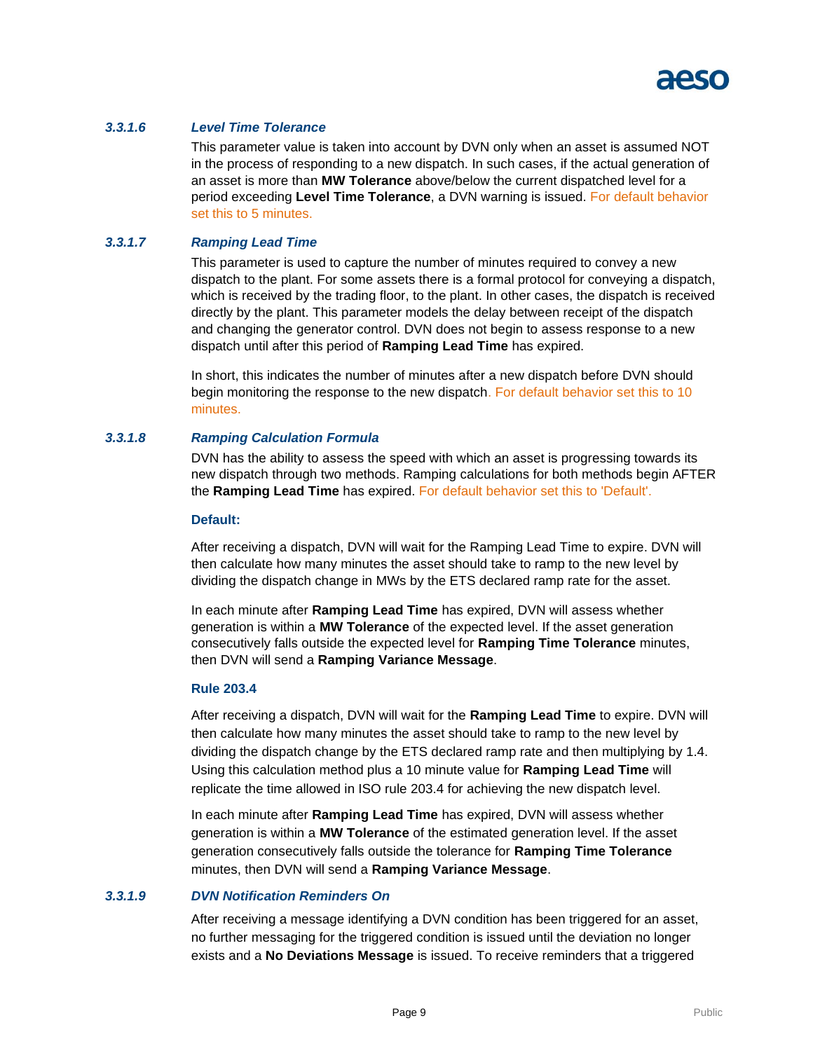#### *3.3.1.6 Level Time Tolerance*

This parameter value is taken into account by DVN only when an asset is assumed NOT in the process of responding to a new dispatch. In such cases, if the actual generation of an asset is more than **MW Tolerance** above/below the current dispatched level for a period exceeding **Level Time Tolerance**, a DVN warning is issued. For default behavior set this to 5 minutes.

#### *3.3.1.7 Ramping Lead Time*

This parameter is used to capture the number of minutes required to convey a new dispatch to the plant. For some assets there is a formal protocol for conveying a dispatch, which is received by the trading floor, to the plant. In other cases, the dispatch is received directly by the plant. This parameter models the delay between receipt of the dispatch and changing the generator control. DVN does not begin to assess response to a new dispatch until after this period of **Ramping Lead Time** has expired.

In short, this indicates the number of minutes after a new dispatch before DVN should begin monitoring the response to the new dispatch. For default behavior set this to 10 minutes.

#### *3.3.1.8 Ramping Calculation Formula*

DVN has the ability to assess the speed with which an asset is progressing towards its new dispatch through two methods. Ramping calculations for both methods begin AFTER the **Ramping Lead Time** has expired. For default behavior set this to 'Default'.

**Default:**

After receiving a dispatch, DVN will wait for the Ramping Lead Time to expire. DVN will then calculate how many minutes the asset should take to ramp to the new level by dividing the dispatch change in MWs by the ETS declared ramp rate for the asset.

In each minute after **Ramping Lead Time** has expired, DVN will assess whether generation is within a **MW Tolerance** of the expected level. If the asset generation consecutively falls outside the expected level for **Ramping Time Tolerance** minutes, then DVN will send a **Ramping Variance Message**.

**Rule 203.4**

After receiving a dispatch, DVN will wait for the **Ramping Lead Time** to expire. DVN will then calculate how many minutes the asset should take to ramp to the new level by dividing the dispatch change by the ETS declared ramp rate and then multiplying by 1.4. Using this calculation method plus a 10 minute value for **Ramping Lead Time** will replicate the time allowed in ISO rule 203.4 for achieving the new dispatch level.

In each minute after **Ramping Lead Time** has expired, DVN will assess whether generation is within a **MW Tolerance** of the estimated generation level. If the asset generation consecutively falls outside the tolerance for **Ramping Time Tolerance** minutes, then DVN will send a **Ramping Variance Message**.

#### *3.3.1.9 DVN Notification Reminders On*

After receiving a message identifying a DVN condition has been triggered for an asset, no further messaging for the triggered condition is issued until the deviation no longer exists and a **No Deviations Message** is issued. To receive reminders that a triggered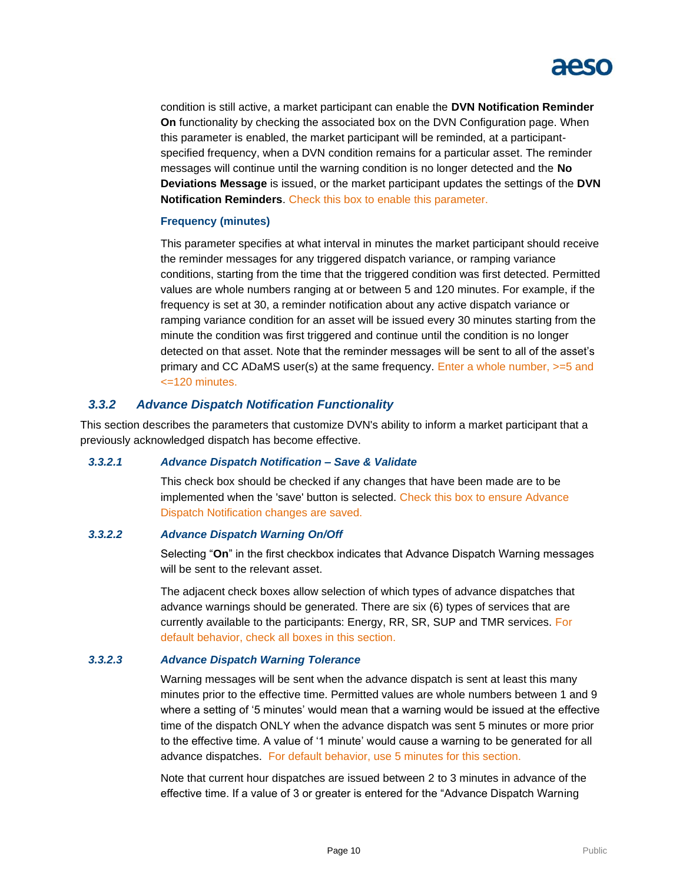condition is still active, a market participant can enable the **DVN Notification Reminder On** functionality by checking the associated box on the DVN Configuration page. When this parameter is enabled, the market participant will be reminded, at a participant-specified frequency, when a DVN condition remains for a particular asset. The reminder messages will continue until the warning condition is no longer detected and the **No Deviations Message** is issued, or the market participant updates the settings of the **DVN Notification Reminders**. Check this box to enable this parameter.

**Frequency (minutes)**

This parameter specifies at what interval in minutes the market participant should receive the reminder messages for any triggered dispatch variance, or ramping variance conditions, starting from the time that the triggered condition was first detected. Permitted values are whole numbers ranging at or between 5 and 120 minutes. For example, if the frequency is set at 30, a reminder notification about any active dispatch variance or ramping variance condition for an asset will be issued every 30 minutes starting from the minute the condition was first triggered and continue until the condition is no longer detected on that asset. Note that the reminder messages will be sent to all of the asset's primary and CC ADaMS user(s) at the same frequency. Enter a whole number, >=5 and <=120 minutes.

### *3.3.2 Advance Dispatch Notification Functionality*

This section describes the parameters that customize DVN's ability to inform a market participant that a previously acknowledged dispatch has become effective.

#### *3.3.2.1 Advance Dispatch Notification – Save & Validate*

This check box should be checked if any changes that have been made are to be implemented when the 'save' button is selected. Check this box to ensure Advance Dispatch Notification changes are saved.

#### *3.3.2.2 Advance Dispatch Warning On/Off*

Selecting "**On**" in the first checkbox indicates that Advance Dispatch Warning messages will be sent to the relevant asset.

The adjacent check boxes allow selection of which types of advance dispatches that advance warnings should be generated. There are six (6) types of services that are currently available to the participants: Energy, RR, SR, SUP and TMR services. For default behavior, check all boxes in this section.

#### *3.3.2.3 Advance Dispatch Warning Tolerance*

Warning messages will be sent when the advance dispatch is sent at least this many minutes prior to the effective time. Permitted values are whole numbers between 1 and 9 where a setting of '5 minutes' would mean that a warning would be issued at the effective time of the dispatch ONLY when the advance dispatch was sent 5 minutes or more prior to the effective time. A value of '1 minute' would cause a warning to be generated for all advance dispatches. For default behavior, use 5 minutes for this section.

Note that current hour dispatches are issued between 2 to 3 minutes in advance of the effective time. If a value of 3 or greater is entered for the "Advance Dispatch Warning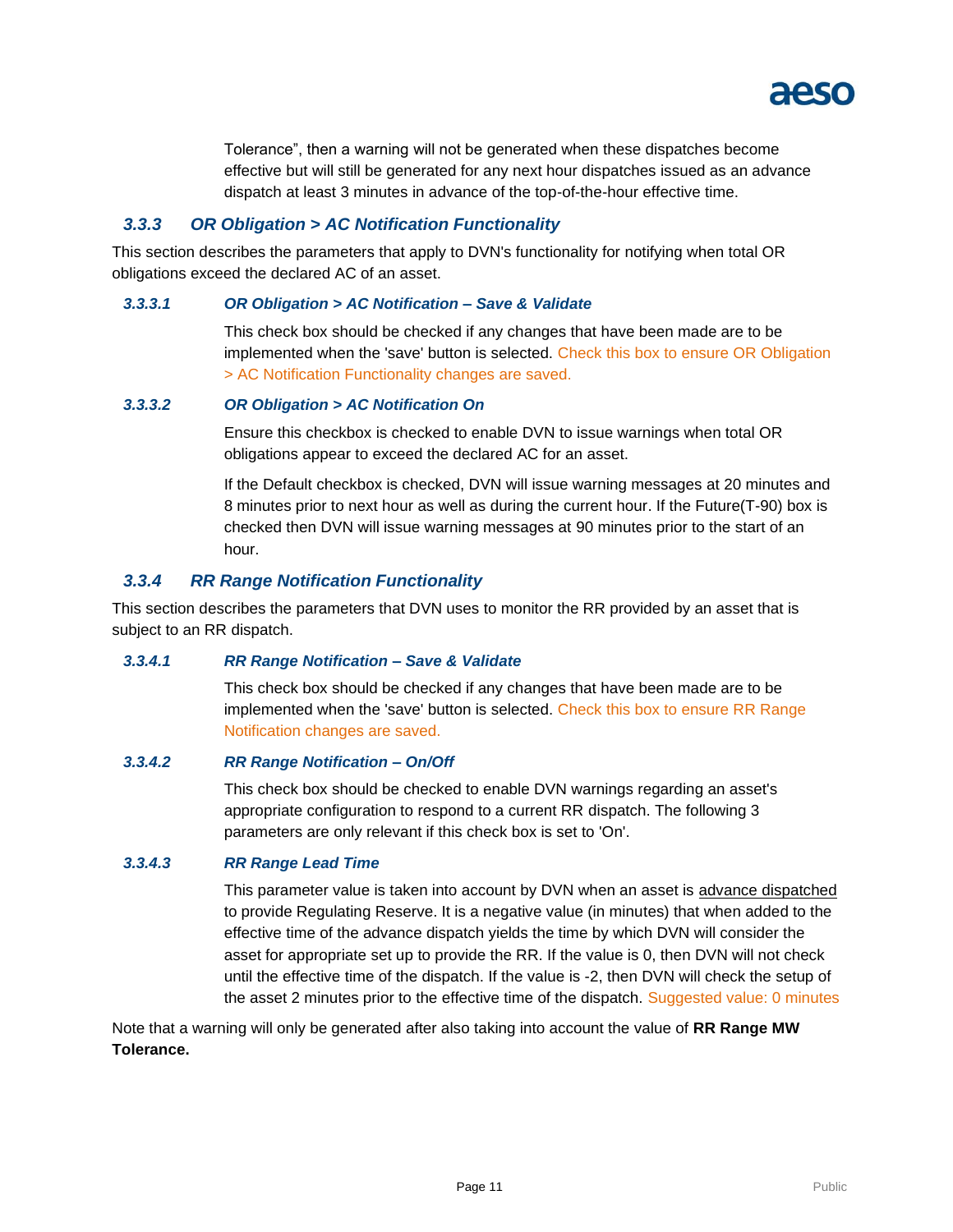Tolerance”, then a warning will not be generated when these dispatches become effective but will still be generated for any next hour dispatches issued as an advance dispatch at least 3 minutes in advance of the top-of-the-hour effective time.

### *3.3.3 OR Obligation > AC Notification Functionality*

This section describes the parameters that apply to DVN's functionality for notifying when total OR obligations exceed the declared AC of an asset.

#### *3.3.3.1 OR Obligation > AC Notification – Save & Validate*

This check box should be checked if any changes that have been made are to be implemented when the 'save' button is selected. Check this box to ensure OR Obligation > AC Notification Functionality changes are saved.

#### *3.3.3.2 OR Obligation > AC Notification On*

Ensure this checkbox is checked to enable DVN to issue warnings when total OR obligations appear to exceed the declared AC for an asset.

If the Default checkbox is checked, DVN will issue warning messages at 20 minutes and 8 minutes prior to next hour as well as during the current hour. If the Future(T-90) box is checked then DVN will issue warning messages at 90 minutes prior to the start of an hour.

### *3.3.4 RR Range Notification Functionality*

This section describes the parameters that DVN uses to monitor the RR provided by an asset that is subject to an RR dispatch.

#### *3.3.4.1 RR Range Notification – Save & Validate*

This check box should be checked if any changes that have been made are to be implemented when the 'save' button is selected. Check this box to ensure RR Range Notification changes are saved.

#### *3.3.4.2 RR Range Notification – On/Off*

This check box should be checked to enable DVN warnings regarding an asset's appropriate configuration to respond to a current RR dispatch. The following 3 parameters are only relevant if this check box is set to 'On'.

#### *3.3.4.3 RR Range Lead Time*

This parameter value is taken into account by DVN when an asset is advance dispatched to provide Regulating Reserve. It is a negative value (in minutes) that when added to the effective time of the advance dispatch yields the time by which DVN will consider the asset for appropriate set up to provide the RR. If the value is 0, then DVN will not check until the effective time of the dispatch. If the value is -2, then DVN will check the setup of the asset 2 minutes prior to the effective time of the dispatch. Suggested value: 0 minutes

Note that a warning will only be generated after also taking into account the value of **RR Range MW Tolerance.**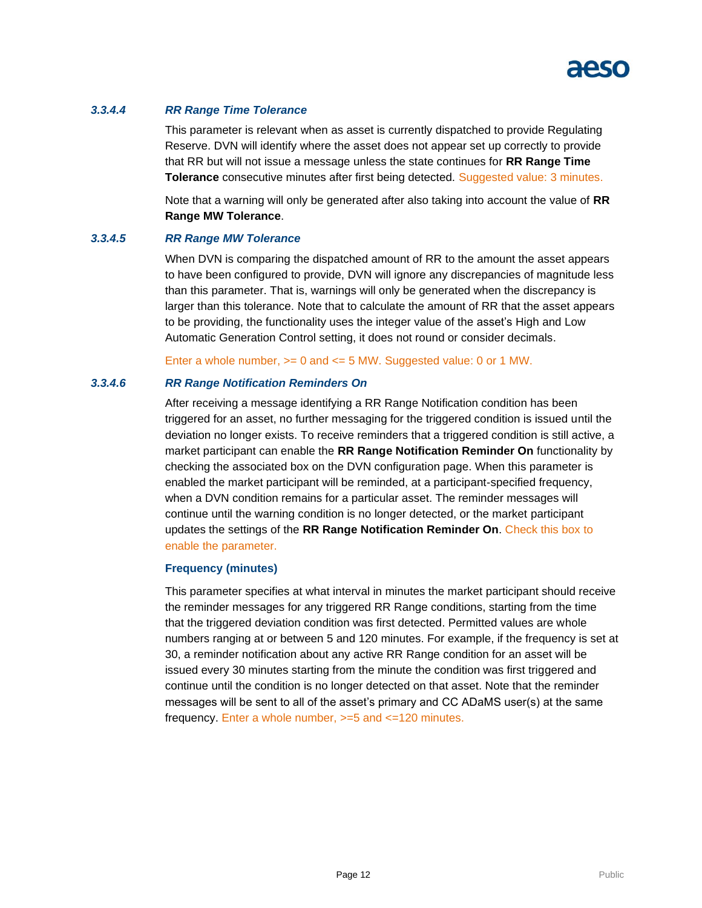#### *3.3.4.4 RR Range Time Tolerance*

This parameter is relevant when as asset is currently dispatched to provide Regulating Reserve. DVN will identify where the asset does not appear set up correctly to provide that RR but will not issue a message unless the state continues for **RR Range Time Tolerance** consecutive minutes after first being detected. Suggested value: 3 minutes.

Note that a warning will only be generated after also taking into account the value of **RR Range MW Tolerance**.

#### *3.3.4.5 RR Range MW Tolerance*

When DVN is comparing the dispatched amount of RR to the amount the asset appears to have been configured to provide, DVN will ignore any discrepancies of magnitude less than this parameter. That is, warnings will only be generated when the discrepancy is larger than this tolerance. Note that to calculate the amount of RR that the asset appears to be providing, the functionality uses the integer value of the asset's High and Low Automatic Generation Control setting, it does not round or consider decimals.

Enter a whole number, >= 0 and <= 5 MW. Suggested value: 0 or 1 MW.

#### *3.3.4.6 RR Range Notification Reminders On*

After receiving a message identifying a RR Range Notification condition has been triggered for an asset, no further messaging for the triggered condition is issued until the deviation no longer exists. To receive reminders that a triggered condition is still active, a market participant can enable the **RR Range Notification Reminder On** functionality by checking the associated box on the DVN configuration page. When this parameter is enabled the market participant will be reminded, at a participant-specified frequency, when a DVN condition remains for a particular asset. The reminder messages will continue until the warning condition is no longer detected, or the market participant updates the settings of the **RR Range Notification Reminder On**. Check this box to enable the parameter.

**Frequency (minutes)**

This parameter specifies at what interval in minutes the market participant should receive the reminder messages for any triggered RR Range conditions, starting from the time that the triggered deviation condition was first detected. Permitted values are whole numbers ranging at or between 5 and 120 minutes. For example, if the frequency is set at 30, a reminder notification about any active RR Range condition for an asset will be issued every 30 minutes starting from the minute the condition was first triggered and continue until the condition is no longer detected on that asset. Note that the reminder messages will be sent to all of the asset's primary and CC ADaMS user(s) at the same frequency. Enter a whole number, >=5 and <=120 minutes.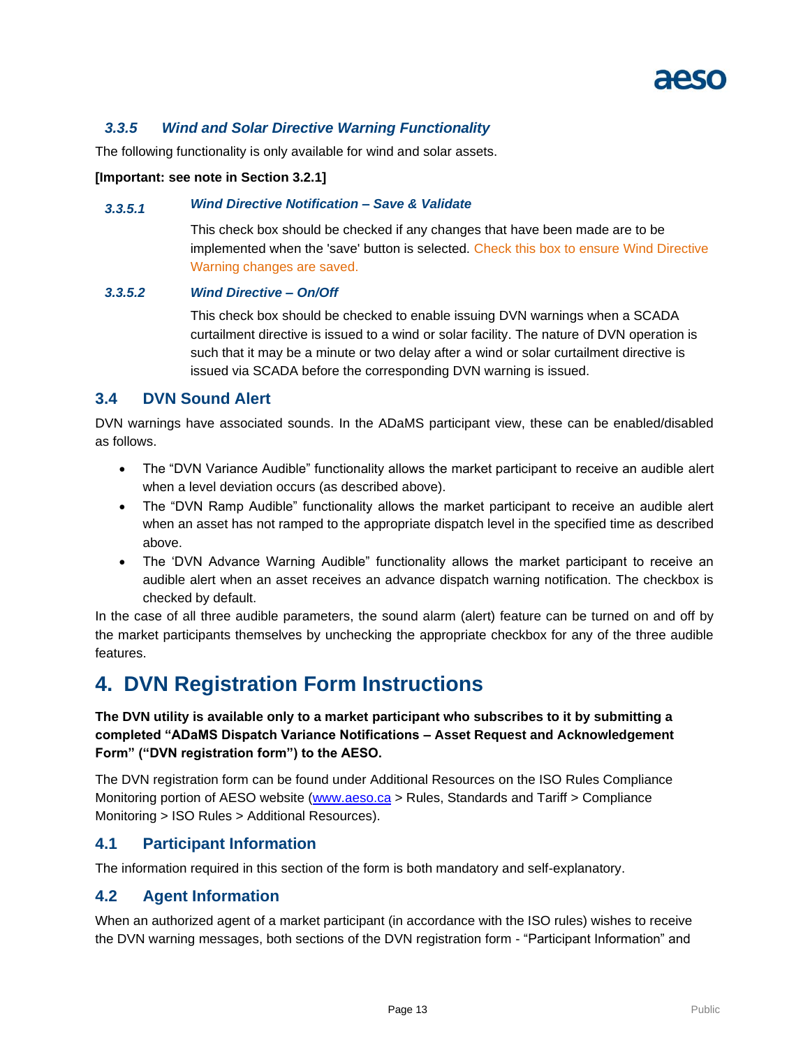### *3.3.5 Wind and Solar Directive Warning Functionality*

The following functionality is only available for wind and solar assets.

**[Important: see note in Section 3.2.1]**

#### *3.3.5.1 Wind Directive Notification – Save & Validate*

This check box should be checked if any changes that have been made are to be implemented when the 'save' button is selected. Check this box to ensure Wind Directive Warning changes are saved.

#### *3.3.5.2 Wind Directive – On/Off*

This check box should be checked to enable issuing DVN warnings when a SCADA curtailment directive is issued to a wind or solar facility. The nature of DVN operation is such that it may be a minute or two delay after a wind or solar curtailment directive is issued via SCADA before the corresponding DVN warning is issued.

## 3.4 DVN Sound Alert

DVN warnings have associated sounds. In the ADaMS participant view, these can be enabled/disabled as follows.

- The "DVN Variance Audible" functionality allows the market participant to receive an audible alert when a level deviation occurs (as described above).
- The "DVN Ramp Audible" functionality allows the market participant to receive an audible alert when an asset has not ramped to the appropriate dispatch level in the specified time as described above.
- The 'DVN Advance Warning Audible" functionality allows the market participant to receive an audible alert when an asset receives an advance dispatch warning notification. The checkbox is checked by default.

In the case of all three audible parameters, the sound alarm (alert) feature can be turned on and off by the market participants themselves by unchecking the appropriate checkbox for any of the three audible features.

# 4. DVN Registration Form Instructions

**The DVN utility is available only to a market participant who subscribes to it by submitting a completed "ADaMS Dispatch Variance Notifications – Asset Request and Acknowledgement Form" ("DVN registration form") to the AESO.**

The DVN registration form can be found under Additional Resources on the ISO Rules Compliance Monitoring portion of AESO website (www.aeso.ca > Rules, Standards and Tariff > Compliance Monitoring > ISO Rules > Additional Resources).

## 4.1 Participant Information

The information required in this section of the form is both mandatory and self-explanatory.

## 4.2 Agent Information

When an authorized agent of a market participant (in accordance with the ISO rules) wishes to receive the DVN warning messages, both sections of the DVN registration form - "Participant Information" and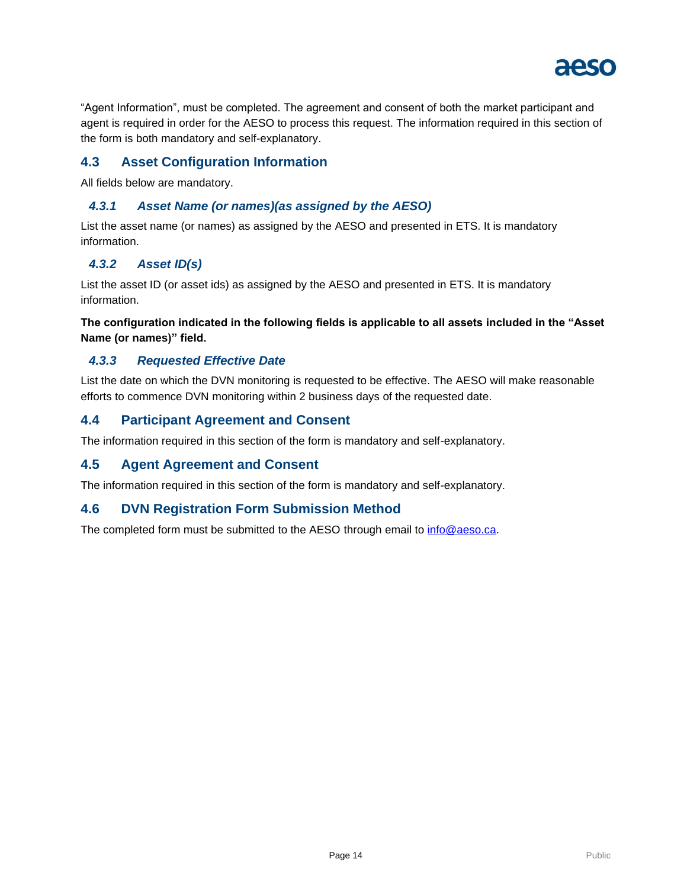“Agent Information”, must be completed. The agreement and consent of both the market participant and agent is required in order for the AESO to process this request. The information required in this section of the form is both mandatory and self-explanatory.

## 4.3 Asset Configuration Information

All fields below are mandatory.

### *4.3.1 Asset Name (or names)(as assigned by the AESO)*

List the asset name (or names) as assigned by the AESO and presented in ETS. It is mandatory information.

### *4.3.2 Asset ID(s)*

List the asset ID (or asset ids) as assigned by the AESO and presented in ETS. It is mandatory information.

**The configuration indicated in the following fields is applicable to all assets included in the “Asset Name (or names)” field.**

### *4.3.3 Requested Effective Date*

List the date on which the DVN monitoring is requested to be effective. The AESO will make reasonable efforts to commence DVN monitoring within 2 business days of the requested date.

## 4.4 Participant Agreement and Consent

The information required in this section of the form is mandatory and self-explanatory.

## 4.5 Agent Agreement and Consent

The information required in this section of the form is mandatory and self-explanatory.

## 4.6 DVN Registration Form Submission Method

The completed form must be submitted to the AESO through email to info@aeso.ca.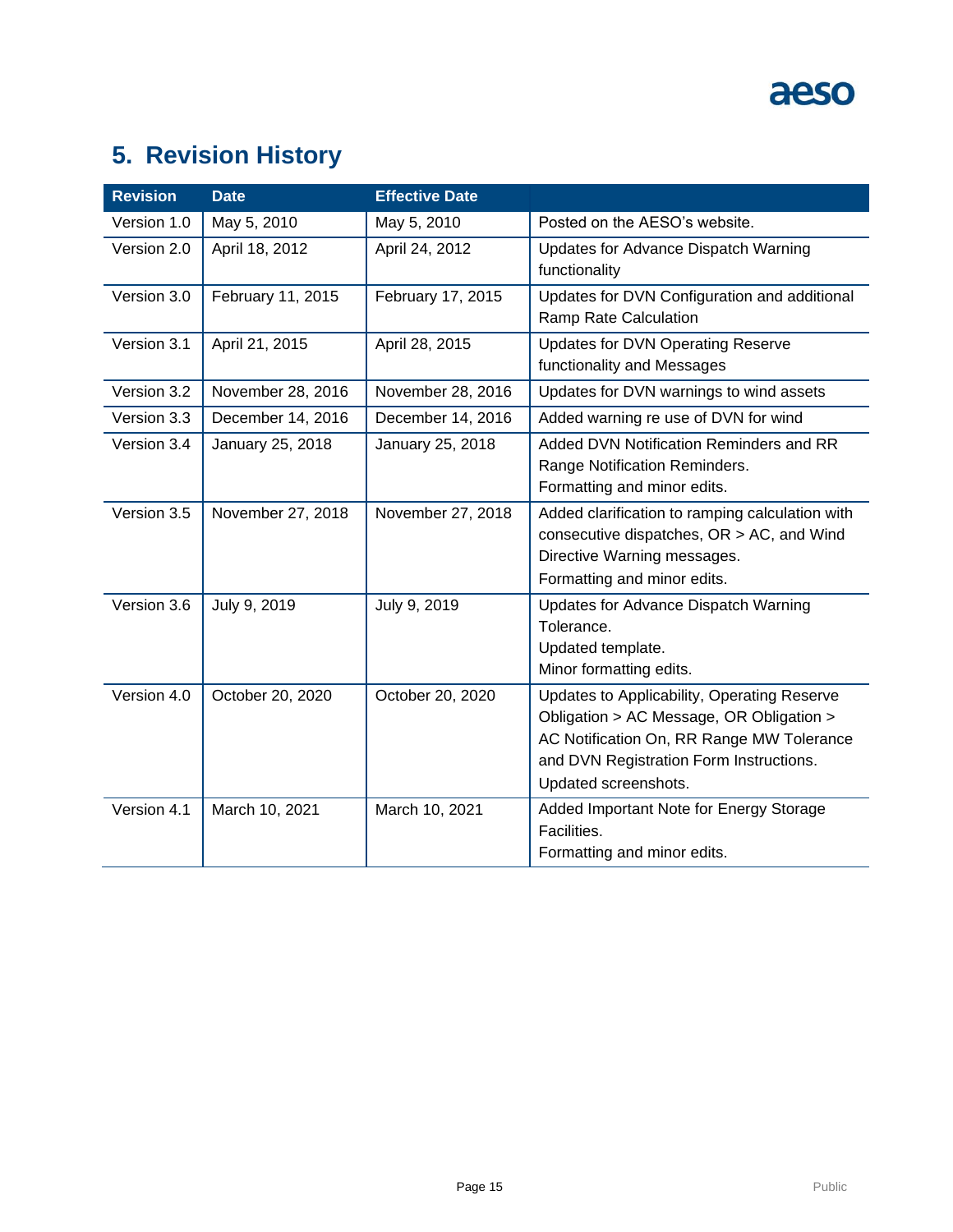# 5. Revision History

| Revision | Date | Effective Date | |
|---|---|---|---|
| Version 1.0 | May 5, 2010 | May 5, 2010 | Posted on the AESO's website. |
| Version 2.0 | April 18, 2012 | April 24, 2012 | Updates for Advance Dispatch Warning functionality |
| Version 3.0 | February 11, 2015 | February 17, 2015 | Updates for DVN Configuration and additional Ramp Rate Calculation |
| Version 3.1 | April 21, 2015 | April 28, 2015 | Updates for DVN Operating Reserve functionality and Messages |
| Version 3.2 | November 28, 2016 | November 28, 2016 | Updates for DVN warnings to wind assets |
| Version 3.3 | December 14, 2016 | December 14, 2016 | Added warning re use of DVN for wind |
| Version 3.4 | January 25, 2018 | January 25, 2018 | Added DVN Notification Reminders and RR Range Notification Reminders.<br>Formatting and minor edits. |
| Version 3.5 | November 27, 2018 | November 27, 2018 | Added clarification to ramping calculation with consecutive dispatches, OR > AC, and Wind Directive Warning messages.<br>Formatting and minor edits. |
| Version 3.6 | July 9, 2019 | July 9, 2019 | Updates for Advance Dispatch Warning Tolerance.<br>Updated template.<br>Minor formatting edits. |
| Version 4.0 | October 20, 2020 | October 20, 2020 | Updates to Applicability, Operating Reserve Obligation > AC Message, OR Obligation > AC Notification On, RR Range MW Tolerance and DVN Registration Form Instructions.<br>Updated screenshots. |
| Version 4.1 | March 10, 2021 | March 10, 2021 | Added Important Note for Energy Storage Facilities.<br>Formatting and minor edits. |